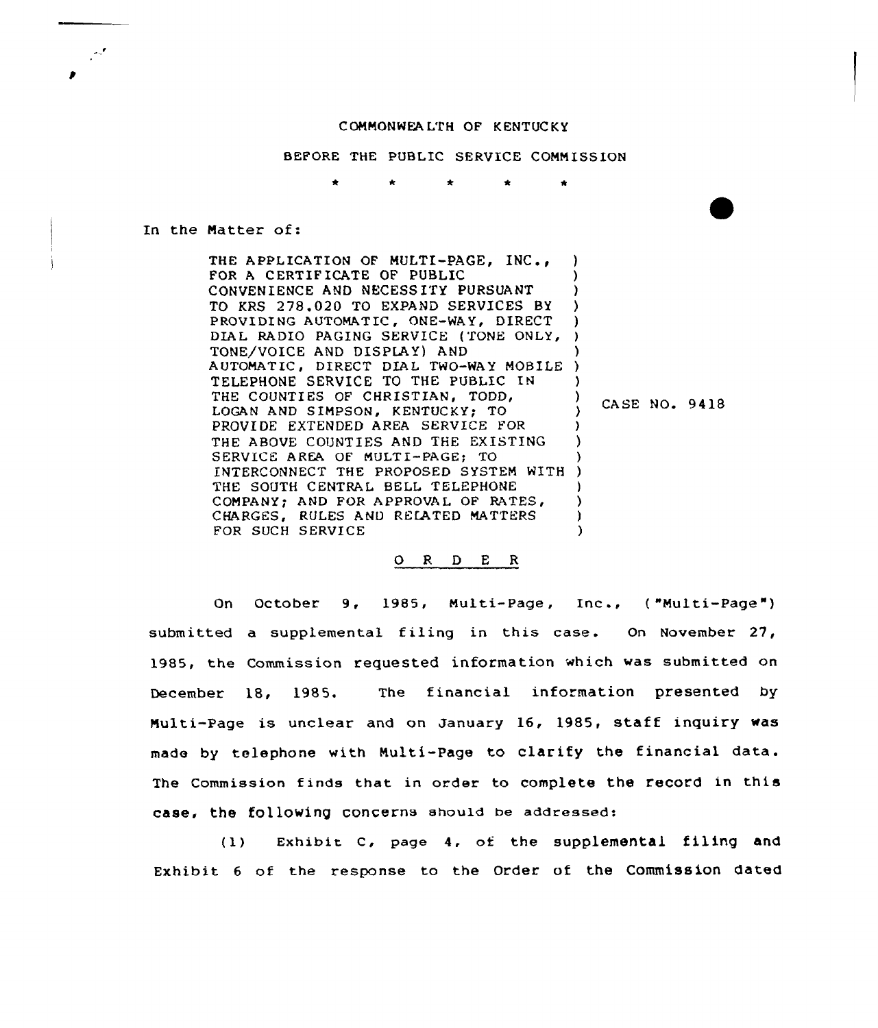COMMONWEALTH OF KENTUCKY

BEFORE THE PUBLIC SERVICE COMMISSION

\* \* \* \* \*

In the Matter of:

| | |
|---|---|
| THE APPLICATION OF MULTI-PAGE, INC., FOR A CERTIFICATE OF PUBLIC CONVENIENCE AND NECESSITY PURSUANT TO KRS 278.020 TO EXPAND SERVICES BY PROVIDING AUTOMATIC, ONE-WAY, DIRECT DIAL RADIO PAGING SERVICE (TONE ONLY, TONE/VOICE AND DISPLAY) AND AUTOMATIC, DIRECT DIAL TWO-WAY MOBILE TELEPHONE SERVICE TO THE PUBLIC IN THE COUNTIES OF CHRISTIAN, TODD, LOGAN AND SIMPSON, KENTUCKY; TO PROVIDE EXTENDED AREA SERVICE FOR THE ABOVE COUNTIES AND THE EXISTING SERVICE AREA OF MULTI-PAGE; TO INTERCONNECT THE PROPOSED SYSTEM WITH THE SOUTH CENTRAL BELL TELEPHONE COMPANY; AND FOR APPROVAL OF RATES, CHARGES, RULES AND RELATED MATTERS FOR SUCH SERVICE | CASE NO. 9418 |

O R D E R

On October 9, 1985, Multi-Page, Inc., ("Multi-Page") submitted a supplemental filing in this case. On November 27, 1985, the Commission requested information which was submitted on December 18, 1985. The financial information presented by Multi-Page is unclear and on January 16, 1985, staff inquiry was made by telephone with Multi-Page to clarify the financial data. The Commission finds that in order to complete the record in this case, the following concerns should be addressed:

(1) Exhibit C, page 4, of the supplemental filing and Exhibit 6 of the response to the Order of the Commission dated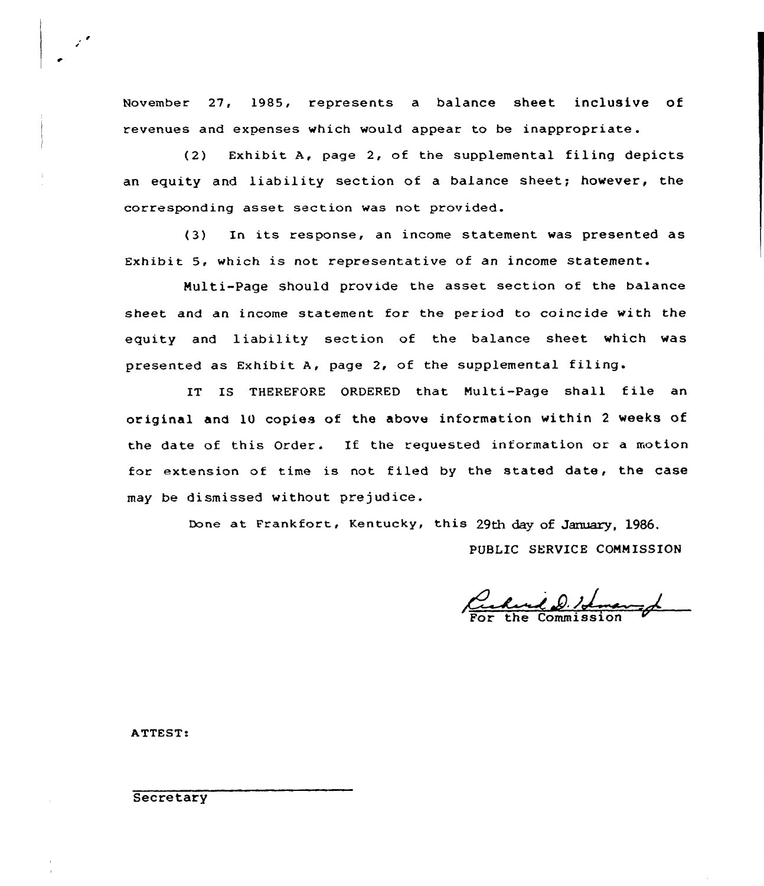November 27, 1985, represents a balance sheet inclusive of revenues and expenses which would appear to be inappropriate.

(2) Exhibit A, page 2, of the supplemental filing depicts an equity and liability section of a balance sheet; however, the corresponding asset section was not provided.

(3) In its response, an income statement was presented as Exhibit 5, which is not representative of an income statement.

Multi-Page should provide the asset section of the balance sheet and an income statement for the period to coincide with the equity and liability section of the balance sheet which was presented as Exhibit A, page 2, of the supplemental filing.

IT IS THEREFORE ORDERED that Multi-Page shall file an original and 10 copies of the above information within 2 weeks of the date of this Order. If the requested information or a motion for extension of time is not filed by the stated date, the case may be dismissed without prejudice.

Done at Frankfort, Kentucky, this 29th day of January, 1986.

PUBLIC SERVICE COMMISSION

For the Commission

ATTEST:

Secretary